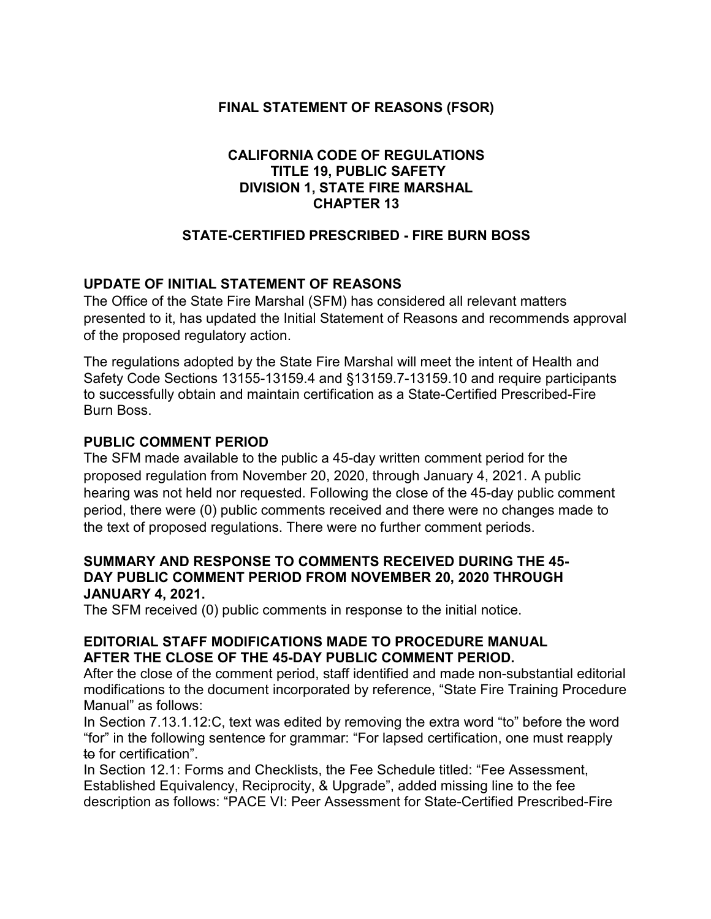# FINAL STATEMENT OF REASONS (FSOR)

## CALIFORNIA CODE OF REGULATIONS
## TITLE 19, PUBLIC SAFETY
## DIVISION 1, STATE FIRE MARSHAL
## CHAPTER 13

## STATE-CERTIFIED PRESCRIBED - FIRE BURN BOSS

### UPDATE OF INITIAL STATEMENT OF REASONS

The Office of the State Fire Marshal (SFM) has considered all relevant matters presented to it, has updated the Initial Statement of Reasons and recommends approval of the proposed regulatory action.

The regulations adopted by the State Fire Marshal will meet the intent of Health and Safety Code Sections 13155-13159.4 and §13159.7-13159.10 and require participants to successfully obtain and maintain certification as a State-Certified Prescribed-Fire Burn Boss.

### PUBLIC COMMENT PERIOD

The SFM made available to the public a 45-day written comment period for the proposed regulation from November 20, 2020, through January 4, 2021. A public hearing was not held nor requested. Following the close of the 45-day public comment period, there were (0) public comments received and there were no changes made to the text of proposed regulations. There were no further comment periods.

### SUMMARY AND RESPONSE TO COMMENTS RECEIVED DURING THE 45-DAY PUBLIC COMMENT PERIOD FROM NOVEMBER 20, 2020 THROUGH JANUARY 4, 2021.

The SFM received (0) public comments in response to the initial notice.

### EDITORIAL STAFF MODIFICATIONS MADE TO PROCEDURE MANUAL AFTER THE CLOSE OF THE 45-DAY PUBLIC COMMENT PERIOD.

After the close of the comment period, staff identified and made non-substantial editorial modifications to the document incorporated by reference, "State Fire Training Procedure Manual" as follows:

In Section 7.13.1.12:C, text was edited by removing the extra word "to" before the word "for" in the following sentence for grammar: "For lapsed certification, one must reapply ~~to~~ for certification".

In Section 12.1: Forms and Checklists, the Fee Schedule titled: "Fee Assessment, Established Equivalency, Reciprocity, & Upgrade", added missing line to the fee description as follows: "PACE VI: Peer Assessment for State-Certified Prescribed-Fire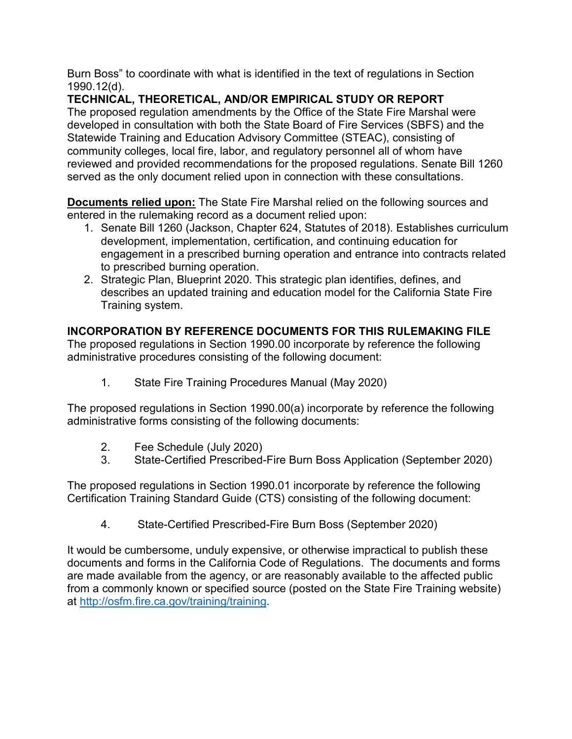Burn Boss" to coordinate with what is identified in the text of regulations in Section 1990.12(d).

**TECHNICAL, THEORETICAL, AND/OR EMPIRICAL STUDY OR REPORT**

The proposed regulation amendments by the Office of the State Fire Marshal were developed in consultation with both the State Board of Fire Services (SBFS) and the Statewide Training and Education Advisory Committee (STEAC), consisting of community colleges, local fire, labor, and regulatory personnel all of whom have reviewed and provided recommendations for the proposed regulations. Senate Bill 1260 served as the only document relied upon in connection with these consultations.

**Documents relied upon:** The State Fire Marshal relied on the following sources and entered in the rulemaking record as a document relied upon:

1. Senate Bill 1260 (Jackson, Chapter 624, Statutes of 2018). Establishes curriculum development, implementation, certification, and continuing education for engagement in a prescribed burning operation and entrance into contracts related to prescribed burning operation.
2. Strategic Plan, Blueprint 2020. This strategic plan identifies, defines, and describes an updated training and education model for the California State Fire Training system.

**INCORPORATION BY REFERENCE DOCUMENTS FOR THIS RULEMAKING FILE**

The proposed regulations in Section 1990.00 incorporate by reference the following administrative procedures consisting of the following document:

1. State Fire Training Procedures Manual (May 2020)

The proposed regulations in Section 1990.00(a) incorporate by reference the following administrative forms consisting of the following documents:

2. Fee Schedule (July 2020)
3. State-Certified Prescribed-Fire Burn Boss Application (September 2020)

The proposed regulations in Section 1990.01 incorporate by reference the following Certification Training Standard Guide (CTS) consisting of the following document:

4. State-Certified Prescribed-Fire Burn Boss (September 2020)

It would be cumbersome, unduly expensive, or otherwise impractical to publish these documents and forms in the California Code of Regulations. The documents and forms are made available from the agency, or are reasonably available to the affected public from a commonly known or specified source (posted on the State Fire Training website) at http://osfm.fire.ca.gov/training/training.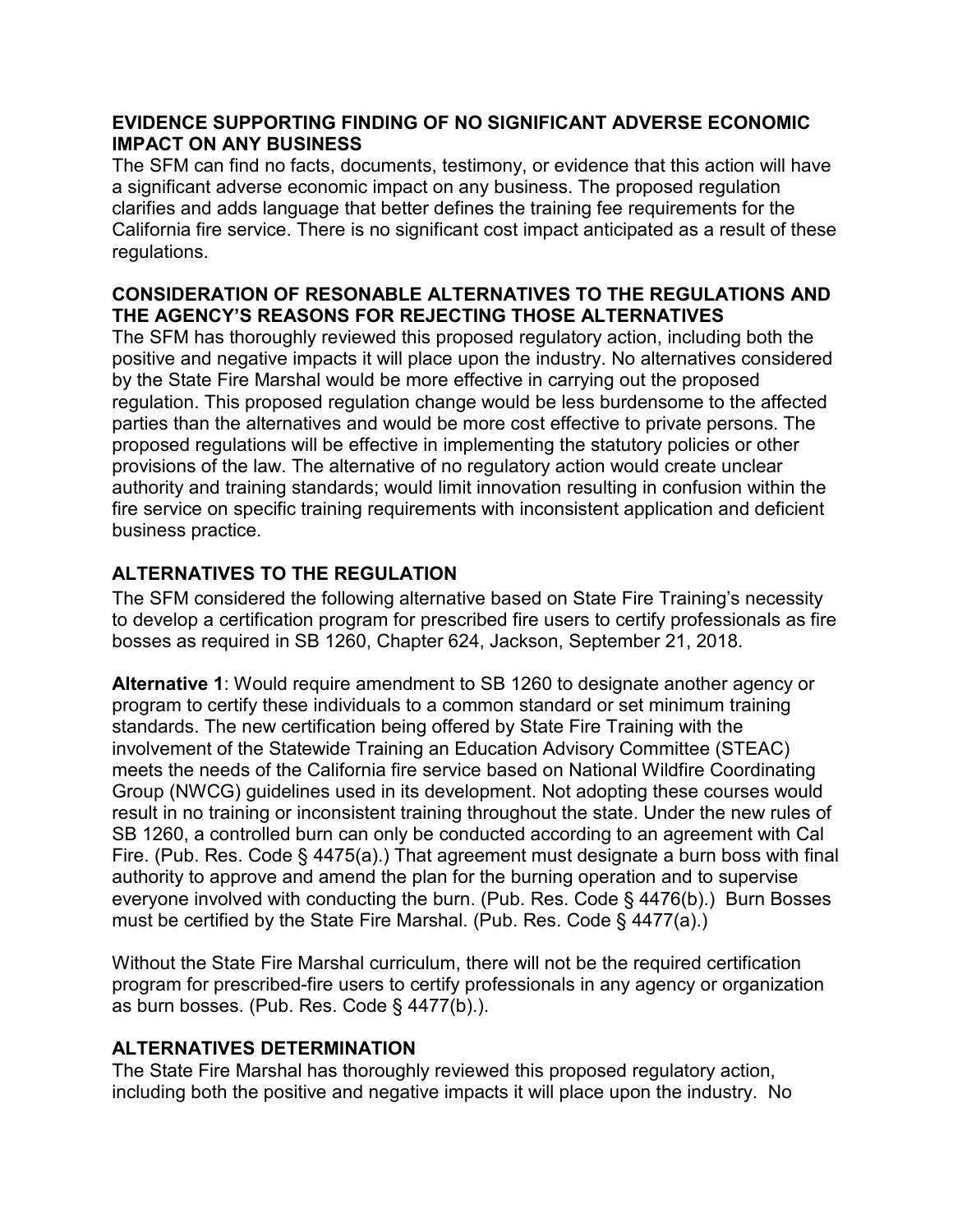**EVIDENCE SUPPORTING FINDING OF NO SIGNIFICANT ADVERSE ECONOMIC IMPACT ON ANY BUSINESS**

The SFM can find no facts, documents, testimony, or evidence that this action will have a significant adverse economic impact on any business. The proposed regulation clarifies and adds language that better defines the training fee requirements for the California fire service. There is no significant cost impact anticipated as a result of these regulations.

**CONSIDERATION OF RESONABLE ALTERNATIVES TO THE REGULATIONS AND THE AGENCY'S REASONS FOR REJECTING THOSE ALTERNATIVES**

The SFM has thoroughly reviewed this proposed regulatory action, including both the positive and negative impacts it will place upon the industry. No alternatives considered by the State Fire Marshal would be more effective in carrying out the proposed regulation. This proposed regulation change would be less burdensome to the affected parties than the alternatives and would be more cost effective to private persons. The proposed regulations will be effective in implementing the statutory policies or other provisions of the law. The alternative of no regulatory action would create unclear authority and training standards; would limit innovation resulting in confusion within the fire service on specific training requirements with inconsistent application and deficient business practice.

**ALTERNATIVES TO THE REGULATION**

The SFM considered the following alternative based on State Fire Training's necessity to develop a certification program for prescribed fire users to certify professionals as fire bosses as required in SB 1260, Chapter 624, Jackson, September 21, 2018.

**Alternative 1**: Would require amendment to SB 1260 to designate another agency or program to certify these individuals to a common standard or set minimum training standards. The new certification being offered by State Fire Training with the involvement of the Statewide Training an Education Advisory Committee (STEAC) meets the needs of the California fire service based on National Wildfire Coordinating Group (NWCG) guidelines used in its development. Not adopting these courses would result in no training or inconsistent training throughout the state. Under the new rules of SB 1260, a controlled burn can only be conducted according to an agreement with Cal Fire. (Pub. Res. Code § 4475(a).) That agreement must designate a burn boss with final authority to approve and amend the plan for the burning operation and to supervise everyone involved with conducting the burn. (Pub. Res. Code § 4476(b).) Burn Bosses must be certified by the State Fire Marshal. (Pub. Res. Code § 4477(a).)

Without the State Fire Marshal curriculum, there will not be the required certification program for prescribed-fire users to certify professionals in any agency or organization as burn bosses. (Pub. Res. Code § 4477(b).).

**ALTERNATIVES DETERMINATION**

The State Fire Marshal has thoroughly reviewed this proposed regulatory action, including both the positive and negative impacts it will place upon the industry. No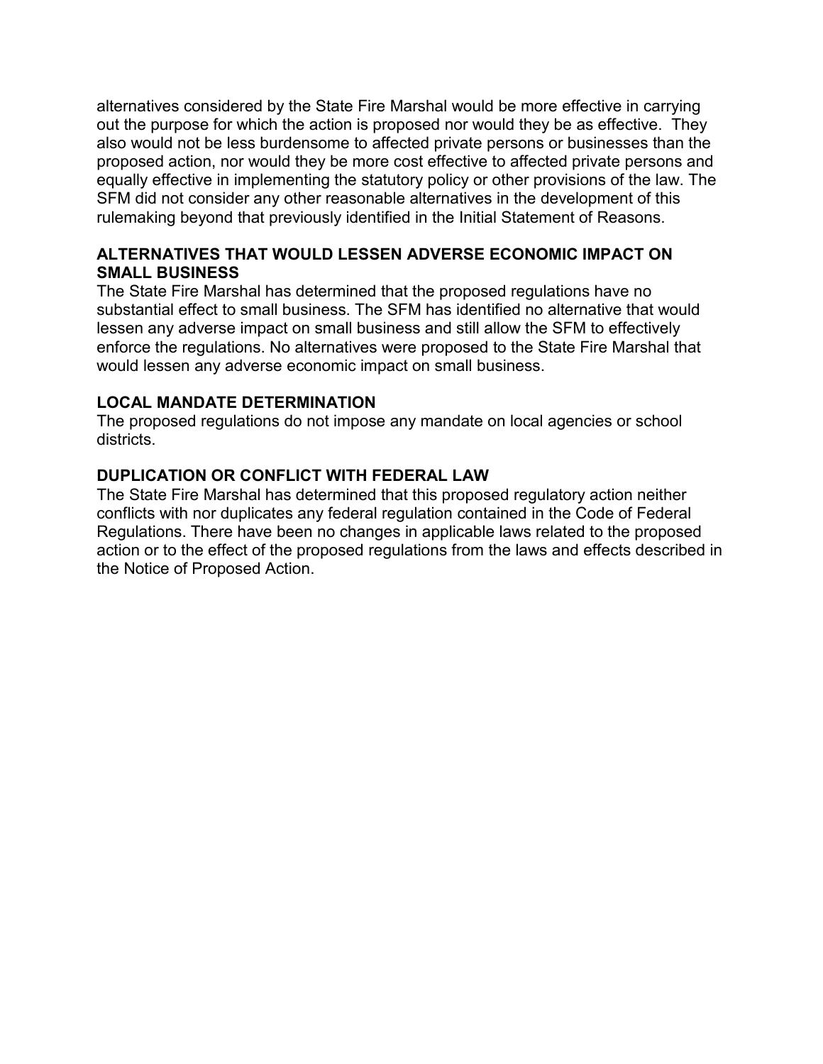alternatives considered by the State Fire Marshal would be more effective in carrying out the purpose for which the action is proposed nor would they be as effective. They also would not be less burdensome to affected private persons or businesses than the proposed action, nor would they be more cost effective to affected private persons and equally effective in implementing the statutory policy or other provisions of the law. The SFM did not consider any other reasonable alternatives in the development of this rulemaking beyond that previously identified in the Initial Statement of Reasons.

**ALTERNATIVES THAT WOULD LESSEN ADVERSE ECONOMIC IMPACT ON SMALL BUSINESS**

The State Fire Marshal has determined that the proposed regulations have no substantial effect to small business. The SFM has identified no alternative that would lessen any adverse impact on small business and still allow the SFM to effectively enforce the regulations. No alternatives were proposed to the State Fire Marshal that would lessen any adverse economic impact on small business.

**LOCAL MANDATE DETERMINATION**

The proposed regulations do not impose any mandate on local agencies or school districts.

**DUPLICATION OR CONFLICT WITH FEDERAL LAW**

The State Fire Marshal has determined that this proposed regulatory action neither conflicts with nor duplicates any federal regulation contained in the Code of Federal Regulations. There have been no changes in applicable laws related to the proposed action or to the effect of the proposed regulations from the laws and effects described in the Notice of Proposed Action.